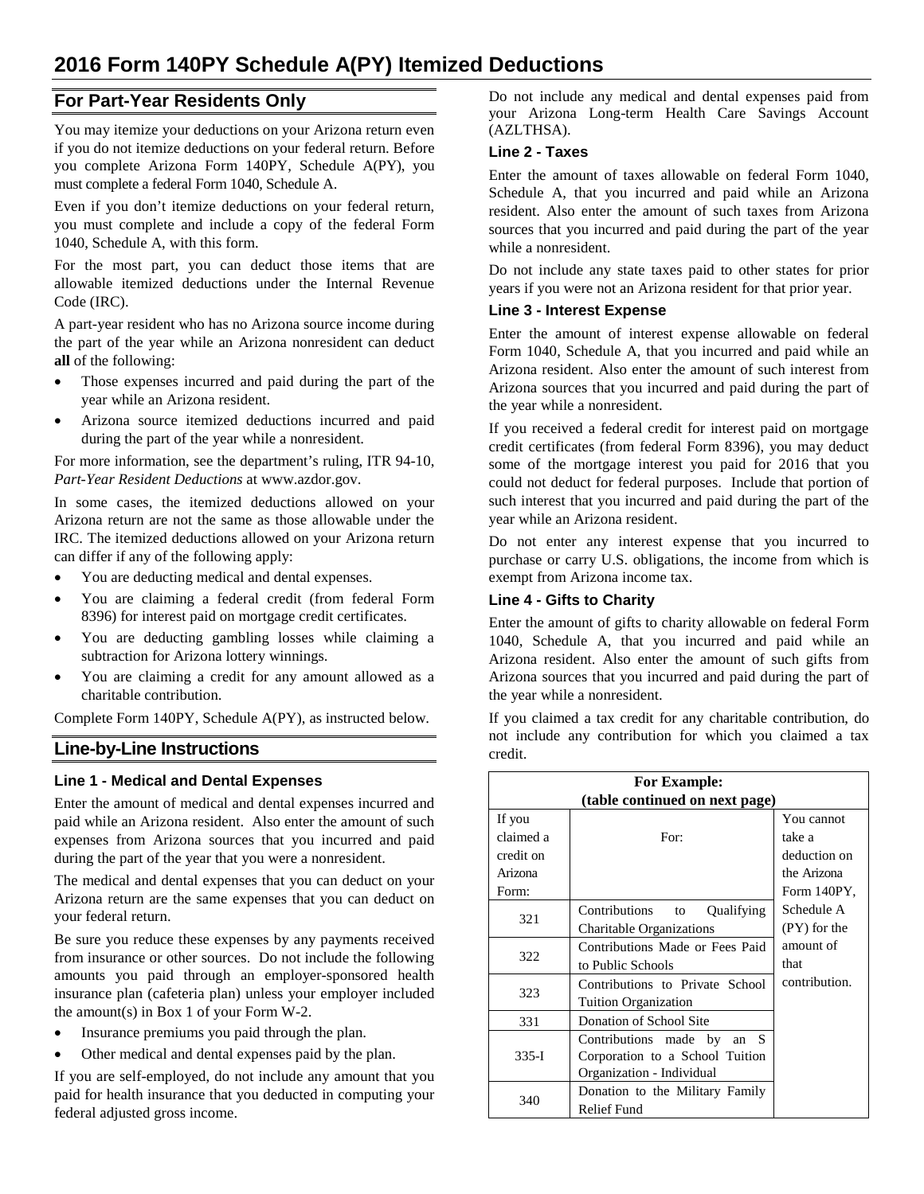# 2016 Form 140PY Schedule A(PY) Itemized Deductions

## For Part-Year Residents Only

You may itemize your deductions on your Arizona return even if you do not itemize deductions on your federal return. Before you complete Arizona Form 140PY, Schedule A(PY), you must complete a federal Form 1040, Schedule A.

Even if you don't itemize deductions on your federal return, you must complete and include a copy of the federal Form 1040, Schedule A, with this form.

For the most part, you can deduct those items that are allowable itemized deductions under the Internal Revenue Code (IRC).

A part-year resident who has no Arizona source income during the part of the year while an Arizona nonresident can deduct **all** of the following:

- Those expenses incurred and paid during the part of the year while an Arizona resident.
- Arizona source itemized deductions incurred and paid during the part of the year while a nonresident.

For more information, see the department's ruling, ITR 94-10, *Part-Year Resident Deductions* at www.azdor.gov.

In some cases, the itemized deductions allowed on your Arizona return are not the same as those allowable under the IRC. The itemized deductions allowed on your Arizona return can differ if any of the following apply:

- You are deducting medical and dental expenses.
- You are claiming a federal credit (from federal Form 8396) for interest paid on mortgage credit certificates.
- You are deducting gambling losses while claiming a subtraction for Arizona lottery winnings.
- You are claiming a credit for any amount allowed as a charitable contribution.

Complete Form 140PY, Schedule A(PY), as instructed below.

## Line-by-Line Instructions

### Line 1 - Medical and Dental Expenses

Enter the amount of medical and dental expenses incurred and paid while an Arizona resident. Also enter the amount of such expenses from Arizona sources that you incurred and paid during the part of the year that you were a nonresident.

The medical and dental expenses that you can deduct on your Arizona return are the same expenses that you can deduct on your federal return.

Be sure you reduce these expenses by any payments received from insurance or other sources. Do not include the following amounts you paid through an employer-sponsored health insurance plan (cafeteria plan) unless your employer included the amount(s) in Box 1 of your Form W-2.

- Insurance premiums you paid through the plan.
- Other medical and dental expenses paid by the plan.

If you are self-employed, do not include any amount that you paid for health insurance that you deducted in computing your federal adjusted gross income.

Do not include any medical and dental expenses paid from your Arizona Long-term Health Care Savings Account (AZLTHSA).

### Line 2 - Taxes

Enter the amount of taxes allowable on federal Form 1040, Schedule A, that you incurred and paid while an Arizona resident. Also enter the amount of such taxes from Arizona sources that you incurred and paid during the part of the year while a nonresident.

Do not include any state taxes paid to other states for prior years if you were not an Arizona resident for that prior year.

### Line 3 - Interest Expense

Enter the amount of interest expense allowable on federal Form 1040, Schedule A, that you incurred and paid while an Arizona resident. Also enter the amount of such interest from Arizona sources that you incurred and paid during the part of the year while a nonresident.

If you received a federal credit for interest paid on mortgage credit certificates (from federal Form 8396), you may deduct some of the mortgage interest you paid for 2016 that you could not deduct for federal purposes. Include that portion of such interest that you incurred and paid during the part of the year while an Arizona resident.

Do not enter any interest expense that you incurred to purchase or carry U.S. obligations, the income from which is exempt from Arizona income tax.

### Line 4 - Gifts to Charity

Enter the amount of gifts to charity allowable on federal Form 1040, Schedule A, that you incurred and paid while an Arizona resident. Also enter the amount of such gifts from Arizona sources that you incurred and paid during the part of the year while a nonresident.

If you claimed a tax credit for any charitable contribution, do not include any contribution for which you claimed a tax credit.

**For Example:**
**(table continued on next page)**

| If you claimed a credit on Arizona Form: | For: | You cannot take a deduction on the Arizona Form 140PY, Schedule A (PY) for the amount of that contribution. |
|---|---|---|
| 321 | Contributions to Qualifying Charitable Organizations | |
| 322 | Contributions Made or Fees Paid to Public Schools | |
| 323 | Contributions to Private School Tuition Organization | |
| 331 | Donation of School Site | |
| 335-I | Contributions made by an S Corporation to a School Tuition Organization - Individual | |
| 340 | Donation to the Military Family Relief Fund | |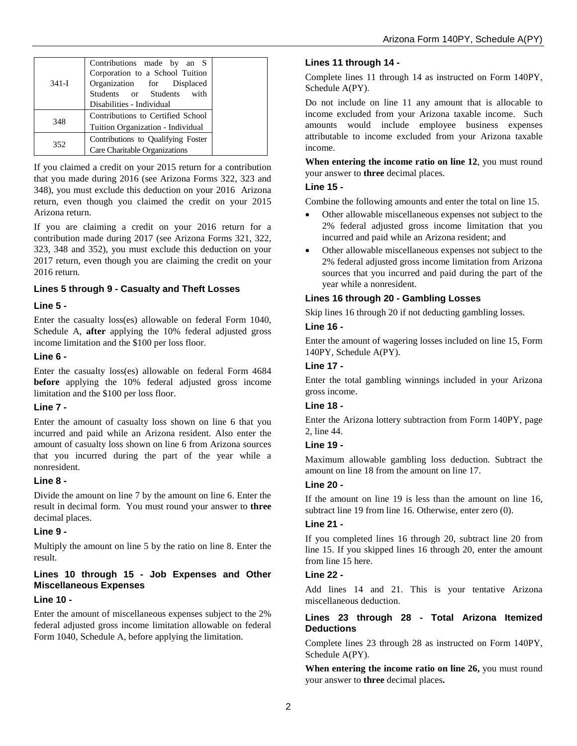| | | |
|---|---|---|
| 341-I | Contributions made by an S Corporation to a School Tuition Organization for Displaced Students or Students with Disabilities - Individual | |
| 348 | Contributions to Certified School Tuition Organization - Individual | |
| 352 | Contributions to Qualifying Foster Care Charitable Organizations | |

If you claimed a credit on your 2015 return for a contribution that you made during 2016 (see Arizona Forms 322, 323 and 348), you must exclude this deduction on your 2016 Arizona return, even though you claimed the credit on your 2015 Arizona return.

If you are claiming a credit on your 2016 return for a contribution made during 2017 (see Arizona Forms 321, 322, 323, 348 and 352), you must exclude this deduction on your 2017 return, even though you are claiming the credit on your 2016 return.

### Lines 5 through 9 - Casualty and Theft Losses

#### Line 5 -

Enter the casualty loss(es) allowable on federal Form 1040, Schedule A, **after** applying the 10% federal adjusted gross income limitation and the $100 per loss floor.

#### Line 6 -

Enter the casualty loss(es) allowable on federal Form 4684 **before** applying the 10% federal adjusted gross income limitation and the $100 per loss floor.

#### Line 7 -

Enter the amount of casualty loss shown on line 6 that you incurred and paid while an Arizona resident. Also enter the amount of casualty loss shown on line 6 from Arizona sources that you incurred during the part of the year while a nonresident.

#### Line 8 -

Divide the amount on line 7 by the amount on line 6. Enter the result in decimal form. You must round your answer to **three** decimal places.

#### Line 9 -

Multiply the amount on line 5 by the ratio on line 8. Enter the result.

### Lines 10 through 15 - Job Expenses and Other Miscellaneous Expenses

#### Line 10 -

Enter the amount of miscellaneous expenses subject to the 2% federal adjusted gross income limitation allowable on federal Form 1040, Schedule A, before applying the limitation.

#### Lines 11 through 14 -

Complete lines 11 through 14 as instructed on Form 140PY, Schedule A(PY).

Do not include on line 11 any amount that is allocable to income excluded from your Arizona taxable income. Such amounts would include employee business expenses attributable to income excluded from your Arizona taxable income.

**When entering the income ratio on line 12**, you must round your answer to **three** decimal places.

#### Line 15 -

Combine the following amounts and enter the total on line 15.

- Other allowable miscellaneous expenses not subject to the 2% federal adjusted gross income limitation that you incurred and paid while an Arizona resident; and
- Other allowable miscellaneous expenses not subject to the 2% federal adjusted gross income limitation from Arizona sources that you incurred and paid during the part of the year while a nonresident.

### Lines 16 through 20 - Gambling Losses

Skip lines 16 through 20 if not deducting gambling losses.

#### Line 16 -

Enter the amount of wagering losses included on line 15, Form 140PY, Schedule A(PY).

#### Line 17 -

Enter the total gambling winnings included in your Arizona gross income.

#### Line 18 -

Enter the Arizona lottery subtraction from Form 140PY, page 2, line 44.

#### Line 19 -

Maximum allowable gambling loss deduction. Subtract the amount on line 18 from the amount on line 17.

#### Line 20 -

If the amount on line 19 is less than the amount on line 16, subtract line 19 from line 16. Otherwise, enter zero (0).

#### Line 21 -

If you completed lines 16 through 20, subtract line 20 from line 15. If you skipped lines 16 through 20, enter the amount from line 15 here.

#### Line 22 -

Add lines 14 and 21. This is your tentative Arizona miscellaneous deduction.

### Lines 23 through 28 - Total Arizona Itemized Deductions

Complete lines 23 through 28 as instructed on Form 140PY, Schedule A(PY).

**When entering the income ratio on line 26,** you must round your answer to **three** decimal places**.**